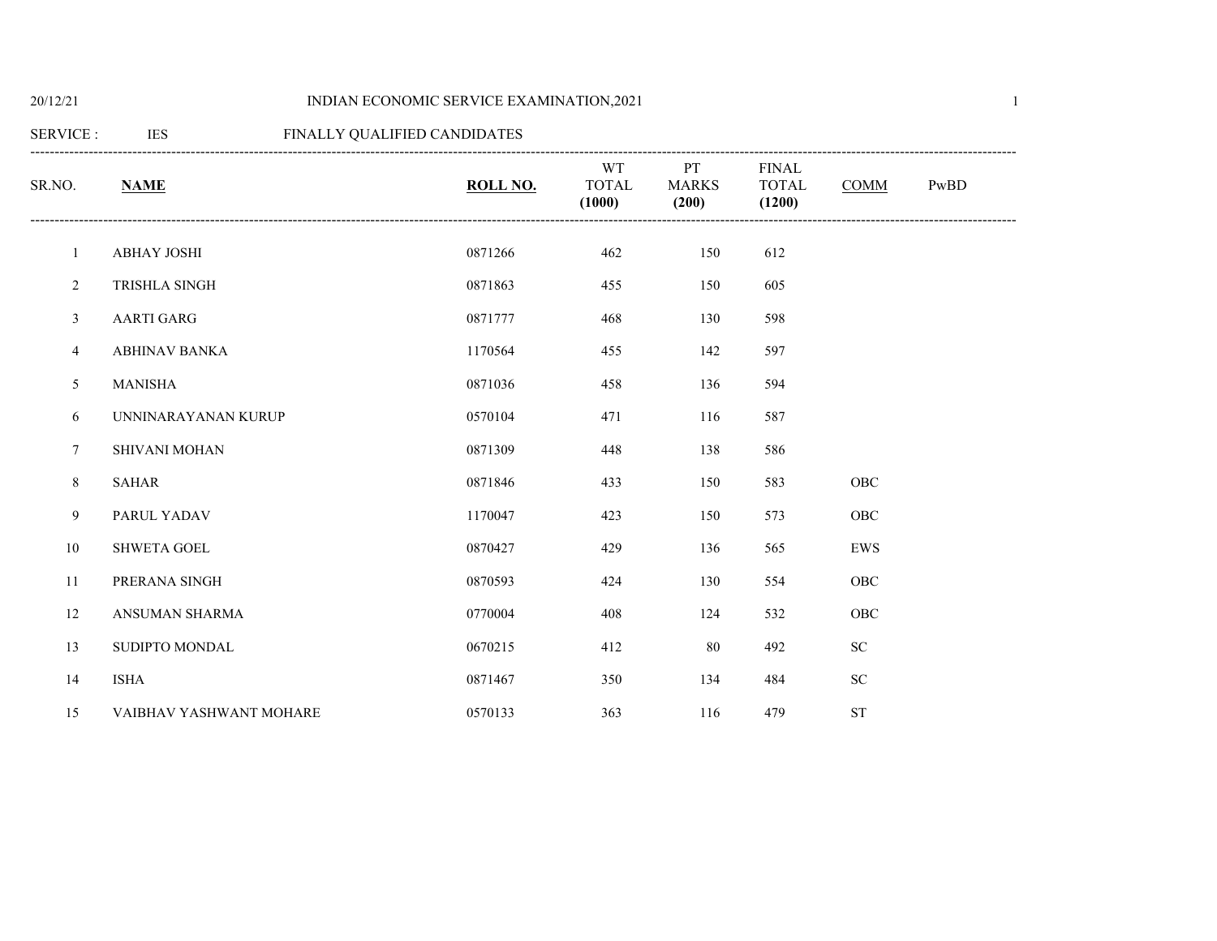# INDIAN ECONOMIC SERVICE EXAMINATION,2021

SERVICE : IES FINALLY QUALIFIED CANDIDATES

| SR.NO. | **NAME** | **ROLL NO.** | WT TOTAL **(1000)** | PT MARKS **(200)** | FINAL TOTAL **(1200)** | COMM | PwBD |
|---|---|---|---|---|---|---|---|
| 1 | ABHAY JOSHI | 0871266 | 462 | 150 | 612 | | |
| 2 | TRISHLA SINGH | 0871863 | 455 | 150 | 605 | | |
| 3 | AARTI GARG | 0871777 | 468 | 130 | 598 | | |
| 4 | ABHINAV BANKA | 1170564 | 455 | 142 | 597 | | |
| 5 | MANISHA | 0871036 | 458 | 136 | 594 | | |
| 6 | UNNINARAYANAN KURUP | 0570104 | 471 | 116 | 587 | | |
| 7 | SHIVANI MOHAN | 0871309 | 448 | 138 | 586 | | |
| 8 | SAHAR | 0871846 | 433 | 150 | 583 | OBC | |
| 9 | PARUL YADAV | 1170047 | 423 | 150 | 573 | OBC | |
| 10 | SHWETA GOEL | 0870427 | 429 | 136 | 565 | EWS | |
| 11 | PRERANA SINGH | 0870593 | 424 | 130 | 554 | OBC | |
| 12 | ANSUMAN SHARMA | 0770004 | 408 | 124 | 532 | OBC | |
| 13 | SUDIPTO MONDAL | 0670215 | 412 | 80 | 492 | SC | |
| 14 | ISHA | 0871467 | 350 | 134 | 484 | SC | |
| 15 | VAIBHAV YASHWANT MOHARE | 0570133 | 363 | 116 | 479 | ST | |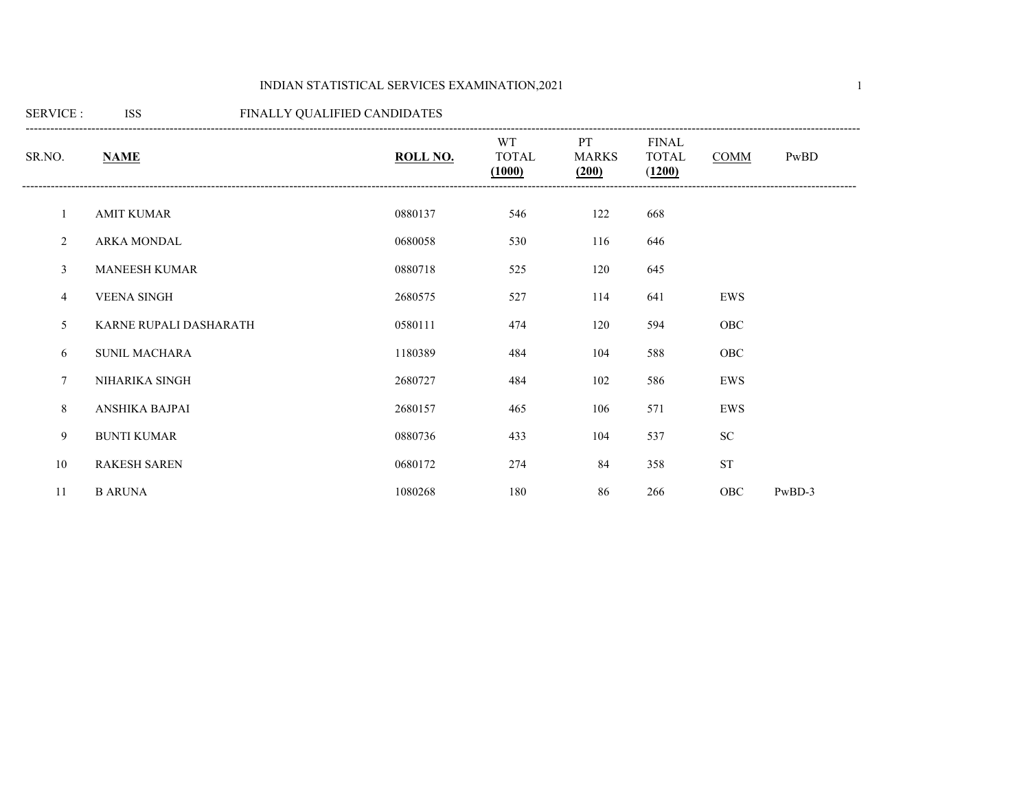INDIAN STATISTICAL SERVICES EXAMINATION,2021

SERVICE : ISS FINALLY QUALIFIED CANDIDATES

| SR.NO. | **NAME** | **ROLL NO.** | WT TOTAL (1000) | PT MARKS (200) | FINAL TOTAL (1200) | COMM | PwBD |
|---|---|---|---|---|---|---|---|
| 1 | AMIT KUMAR | 0880137 | 546 | 122 | 668 | | |
| 2 | ARKA MONDAL | 0680058 | 530 | 116 | 646 | | |
| 3 | MANEESH KUMAR | 0880718 | 525 | 120 | 645 | | |
| 4 | VEENA SINGH | 2680575 | 527 | 114 | 641 | EWS | |
| 5 | KARNE RUPALI DASHARATH | 0580111 | 474 | 120 | 594 | OBC | |
| 6 | SUNIL MACHARA | 1180389 | 484 | 104 | 588 | OBC | |
| 7 | NIHARIKA SINGH | 2680727 | 484 | 102 | 586 | EWS | |
| 8 | ANSHIKA BAJPAI | 2680157 | 465 | 106 | 571 | EWS | |
| 9 | BUNTI KUMAR | 0880736 | 433 | 104 | 537 | SC | |
| 10 | RAKESH SAREN | 0680172 | 274 | 84 | 358 | ST | |
| 11 | B ARUNA | 1080268 | 180 | 86 | 266 | OBC | PwBD-3 |